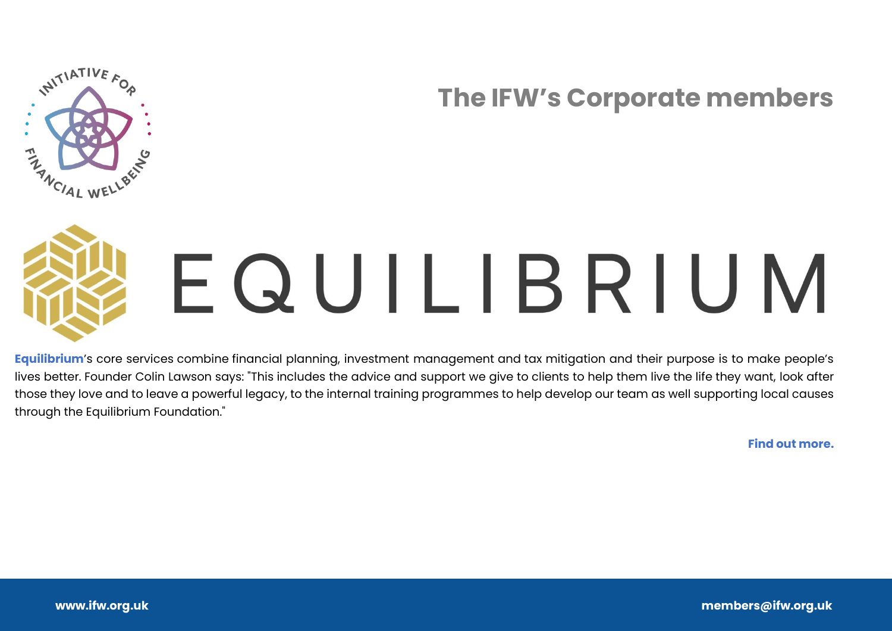# The IFW's Corporate members

EQUILIBRIUM

**Equilibrium**'s core services combine financial planning, investment management and tax mitigation and their purpose is to make people's lives better. Founder Colin Lawson says: "This includes the advice and support we give to clients to help them live the life they want, look after those they love and to leave a powerful legacy, to the internal training programmes to help develop our team as well supporting local causes through the Equilibrium Foundation."

**Find out more.**

**www.ifw.org.uk** **members@ifw.org.uk**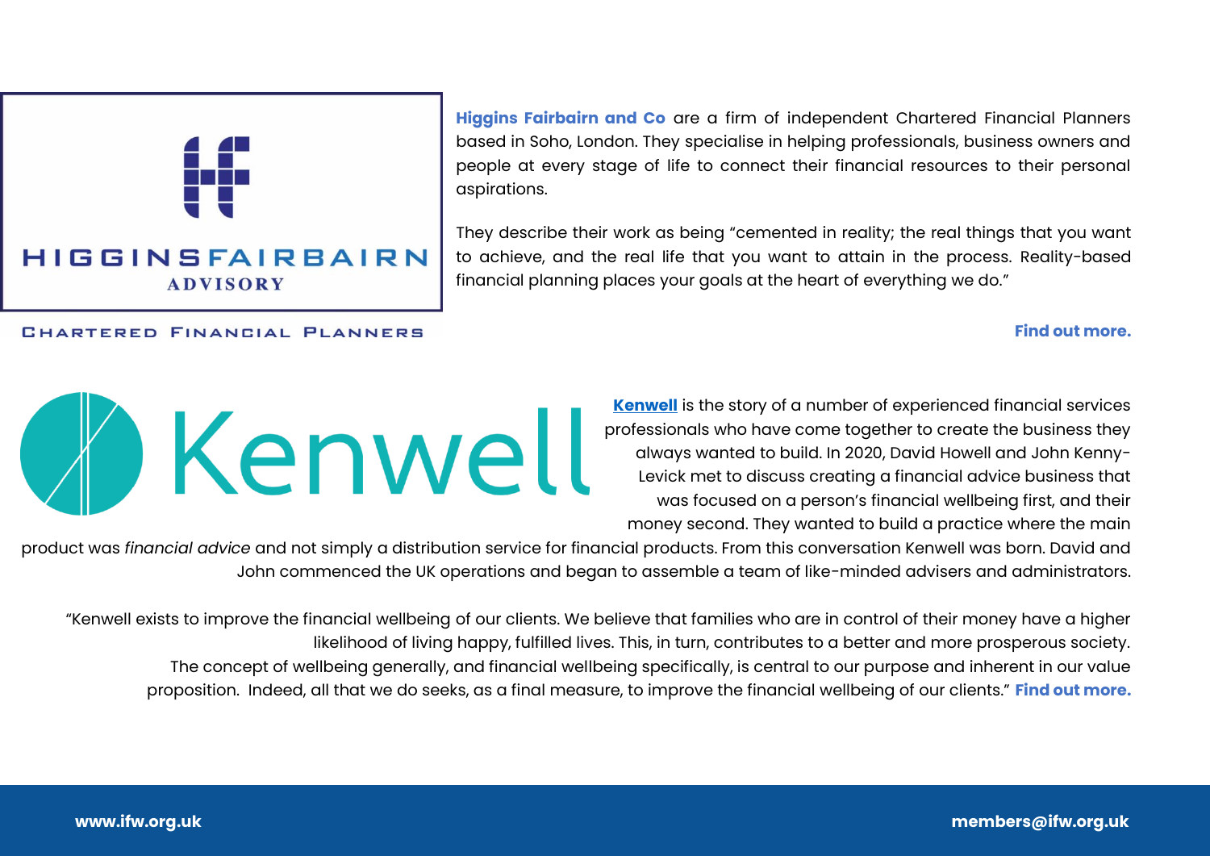HIGGINSFAIRBAIRN ADVISORY

CHARTERED FINANCIAL PLANNERS

**Higgins Fairbairn and Co** are a firm of independent Chartered Financial Planners based in Soho, London. They specialise in helping professionals, business owners and people at every stage of life to connect their financial resources to their personal aspirations.

They describe their work as being "cemented in reality; the real things that you want to achieve, and the real life that you want to attain in the process. Reality-based financial planning places your goals at the heart of everything we do."

**Find out more.**

Kenwell

**Kenwell** is the story of a number of experienced financial services professionals who have come together to create the business they always wanted to build. In 2020, David Howell and John Kenny-Levick met to discuss creating a financial advice business that was focused on a person's financial wellbeing first, and their money second. They wanted to build a practice where the main product was *financial advice* and not simply a distribution service for financial products. From this conversation Kenwell was born. David and John commenced the UK operations and began to assemble a team of like-minded advisers and administrators.

"Kenwell exists to improve the financial wellbeing of our clients. We believe that families who are in control of their money have a higher likelihood of living happy, fulfilled lives. This, in turn, contributes to a better and more prosperous society. The concept of wellbeing generally, and financial wellbeing specifically, is central to our purpose and inherent in our value proposition. Indeed, all that we do seeks, as a final measure, to improve the financial wellbeing of our clients." **Find out more.**

www.ifw.org.uk

members@ifw.org.uk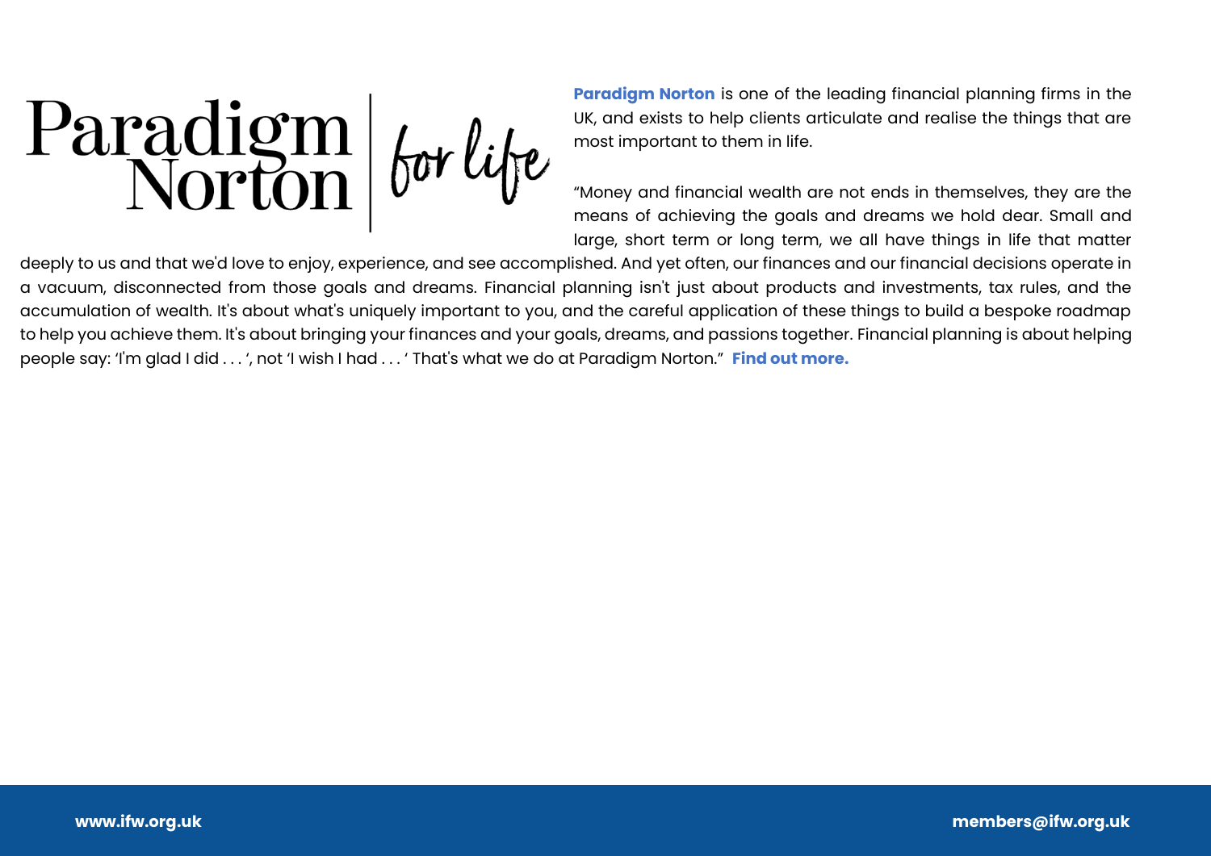Paradigm Norton | for life

**Paradigm Norton** is one of the leading financial planning firms in the UK, and exists to help clients articulate and realise the things that are most important to them in life.

"Money and financial wealth are not ends in themselves, they are the means of achieving the goals and dreams we hold dear. Small and large, short term or long term, we all have things in life that matter deeply to us and that we'd love to enjoy, experience, and see accomplished. And yet often, our finances and our financial decisions operate in a vacuum, disconnected from those goals and dreams. Financial planning isn't just about products and investments, tax rules, and the accumulation of wealth. It's about what's uniquely important to you, and the careful application of these things to build a bespoke roadmap to help you achieve them. It's about bringing your finances and your goals, dreams, and passions together. Financial planning is about helping people say: 'I'm glad I did . . . ', not 'I wish I had . . . ' That's what we do at Paradigm Norton." **Find out more.**

**www.ifw.org.uk** **members@ifw.org.uk**